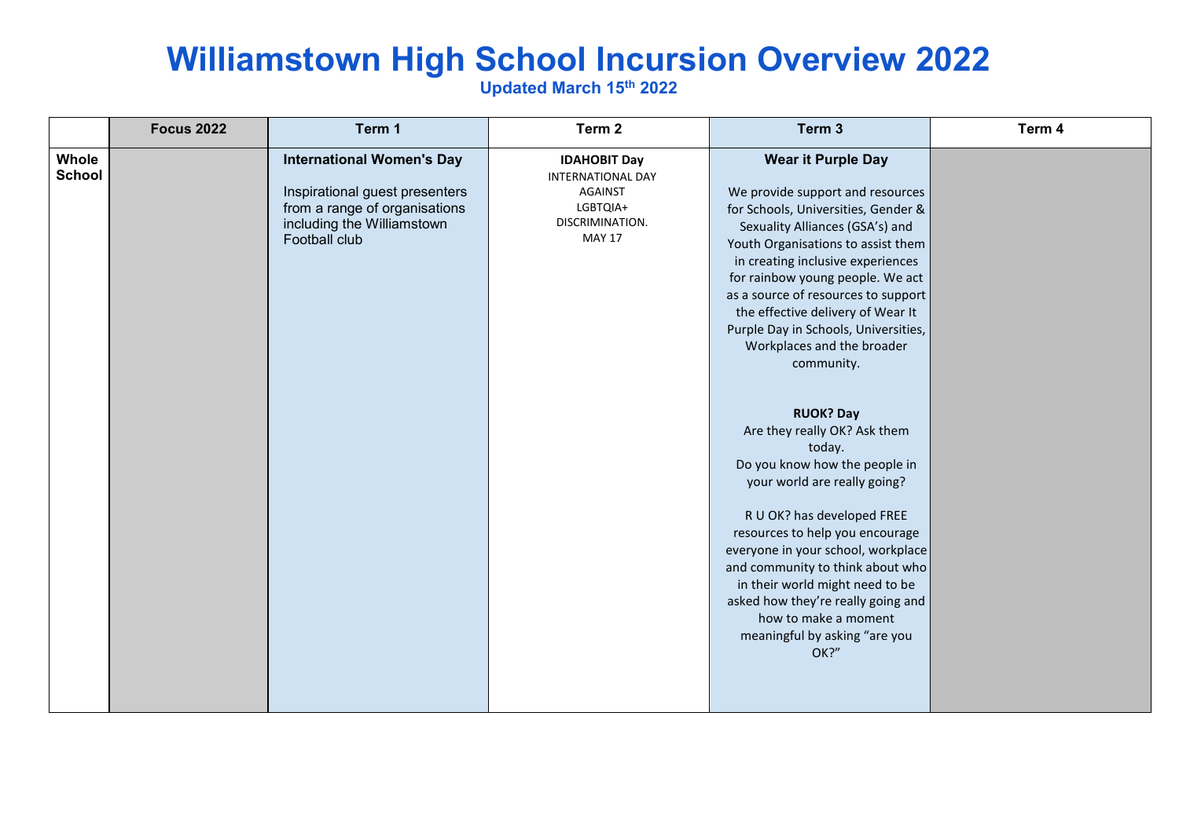# Williamstown High School Incursion Overview 2022

**Updated March 15th 2022**

| | Focus 2022 | Term 1 | Term 2 | Term 3 | Term 4 |
|---|---|---|---|---|---|
| **Whole School** | | **International Women's Day**<br><br>Inspirational guest presenters from a range of organisations including the Williamstown Football club | **IDAHOBIT Day**<br>INTERNATIONAL DAY AGAINST LGBTQIA+ DISCRIMINATION. MAY 17 | **Wear it Purple Day**<br><br>We provide support and resources for Schools, Universities, Gender & Sexuality Alliances (GSA's) and Youth Organisations to assist them in creating inclusive experiences for rainbow young people. We act as a source of resources to support the effective delivery of Wear It Purple Day in Schools, Universities, Workplaces and the broader community.<br><br>**RUOK? Day**<br>Are they really OK? Ask them today.<br>Do you know how the people in your world are really going?<br><br>R U OK? has developed FREE resources to help you encourage everyone in your school, workplace and community to think about who in their world might need to be asked how they're really going and how to make a moment meaningful by asking "are you OK?" | |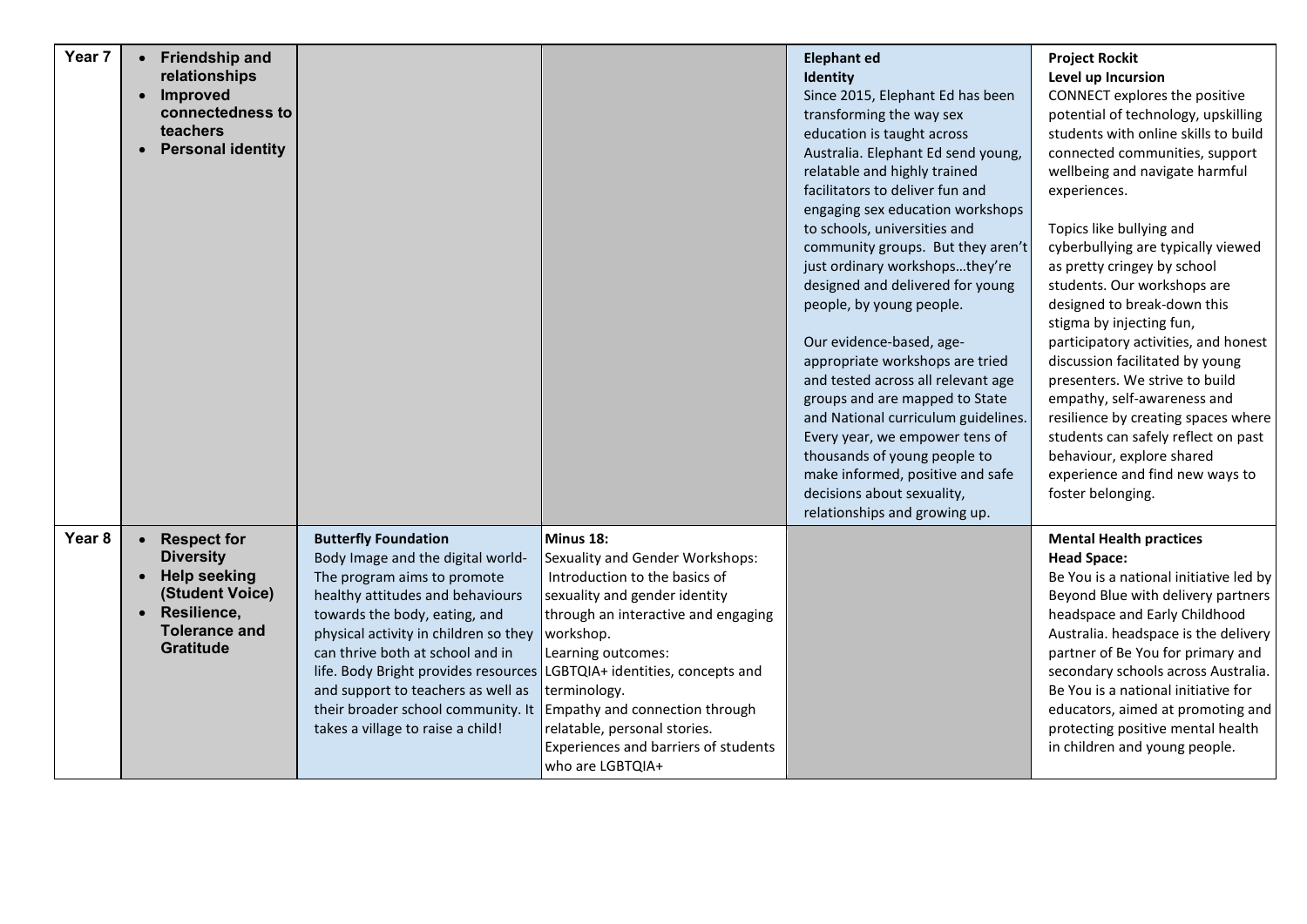| | | | | | |
|---|---|---|---|---|---|
| **Year 7** | • **Friendship and relationships**<br>• **Improved connectedness to teachers**<br>• **Personal identity** | | | **Elephant ed**<br>**Identity**<br>Since 2015, Elephant Ed has been transforming the way sex education is taught across Australia. Elephant Ed send young, relatable and highly trained facilitators to deliver fun and engaging sex education workshops to schools, universities and community groups. But they aren't just ordinary workshops…they're designed and delivered for young people, by young people.<br><br>Our evidence-based, age-appropriate workshops are tried and tested across all relevant age groups and are mapped to State and National curriculum guidelines. Every year, we empower tens of thousands of young people to make informed, positive and safe decisions about sexuality, relationships and growing up. | **Project Rockit**<br>**Level up Incursion**<br>CONNECT explores the positive potential of technology, upskilling students with online skills to build connected communities, support wellbeing and navigate harmful experiences.<br><br>Topics like bullying and cyberbullying are typically viewed as pretty cringey by school students. Our workshops are designed to break-down this stigma by injecting fun, participatory activities, and honest discussion facilitated by young presenters. We strive to build empathy, self-awareness and resilience by creating spaces where students can safely reflect on past behaviour, explore shared experience and find new ways to foster belonging. |
| **Year 8** | • **Respect for Diversity**<br>• **Help seeking (Student Voice)**<br>• **Resilience, Tolerance and Gratitude** | **Butterfly Foundation**<br>Body Image and the digital world- The program aims to promote healthy attitudes and behaviours towards the body, eating, and physical activity in children so they can thrive both at school and in life. Body Bright provides resources and support to teachers as well as their broader school community. It takes a village to raise a child! | **Minus 18:**<br>Sexuality and Gender Workshops:<br>Introduction to the basics of sexuality and gender identity through an interactive and engaging workshop.<br>Learning outcomes:<br>LGBTQIA+ identities, concepts and terminology.<br>Empathy and connection through relatable, personal stories.<br>Experiences and barriers of students who are LGBTQIA+ | | **Mental Health practices**<br>**Head Space:**<br>Be You is a national initiative led by Beyond Blue with delivery partners headspace and Early Childhood Australia. headspace is the delivery partner of Be You for primary and secondary schools across Australia. Be You is a national initiative for educators, aimed at promoting and protecting positive mental health in children and young people. |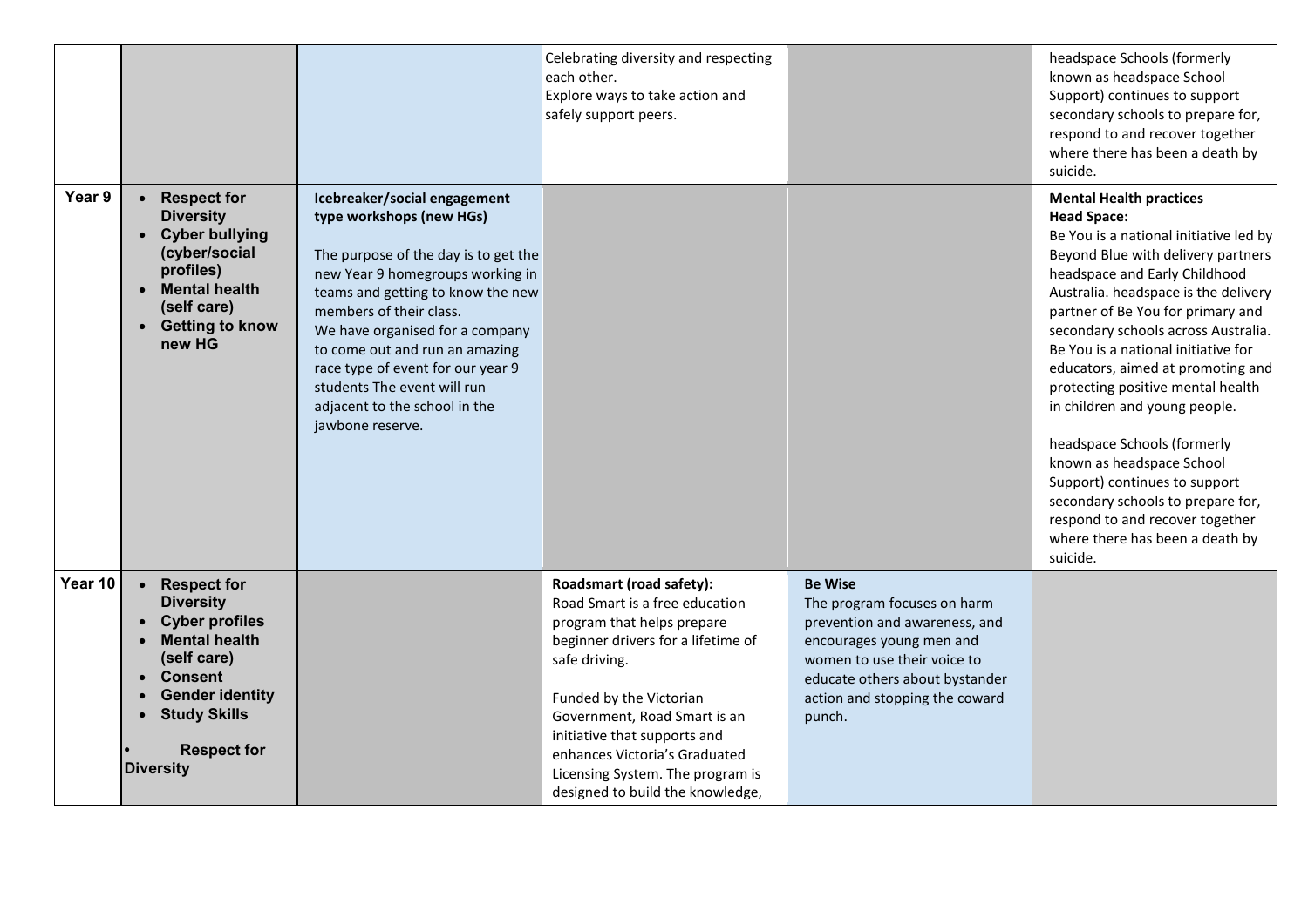| | | | | | |
|---|---|---|---|---|---|
| | | | Celebrating diversity and respecting each other.<br>Explore ways to take action and safely support peers. | | headspace Schools (formerly known as headspace School Support) continues to support secondary schools to prepare for, respond to and recover together where there has been a death by suicide. |
| **Year 9** | • **Respect for Diversity**<br>• **Cyber bullying (cyber/social profiles)**<br>• **Mental health (self care)**<br>• **Getting to know new HG** | **Icebreaker/social engagement type workshops (new HGs)**<br><br>The purpose of the day is to get the new Year 9 homegroups working in teams and getting to know the new members of their class.<br>We have organised for a company to come out and run an amazing race type of event for our year 9 students The event will run adjacent to the school in the jawbone reserve. | | | **Mental Health practices**<br>**Head Space:**<br>Be You is a national initiative led by Beyond Blue with delivery partners headspace and Early Childhood Australia. headspace is the delivery partner of Be You for primary and secondary schools across Australia. Be You is a national initiative for educators, aimed at promoting and protecting positive mental health in children and young people.<br><br>headspace Schools (formerly known as headspace School Support) continues to support secondary schools to prepare for, respond to and recover together where there has been a death by suicide. |
| **Year 10** | • **Respect for Diversity**<br>• **Cyber profiles**<br>• **Mental health (self care)**<br>• **Consent**<br>• **Gender identity**<br>• **Study Skills**<br><br>• **Respect for Diversity** | | **Roadsmart (road safety):**<br>Road Smart is a free education program that helps prepare beginner drivers for a lifetime of safe driving.<br><br>Funded by the Victorian Government, Road Smart is an initiative that supports and enhances Victoria's Graduated Licensing System. The program is designed to build the knowledge, | **Be Wise**<br>The program focuses on harm prevention and awareness, and encourages young men and women to use their voice to educate others about bystander action and stopping the coward punch. | |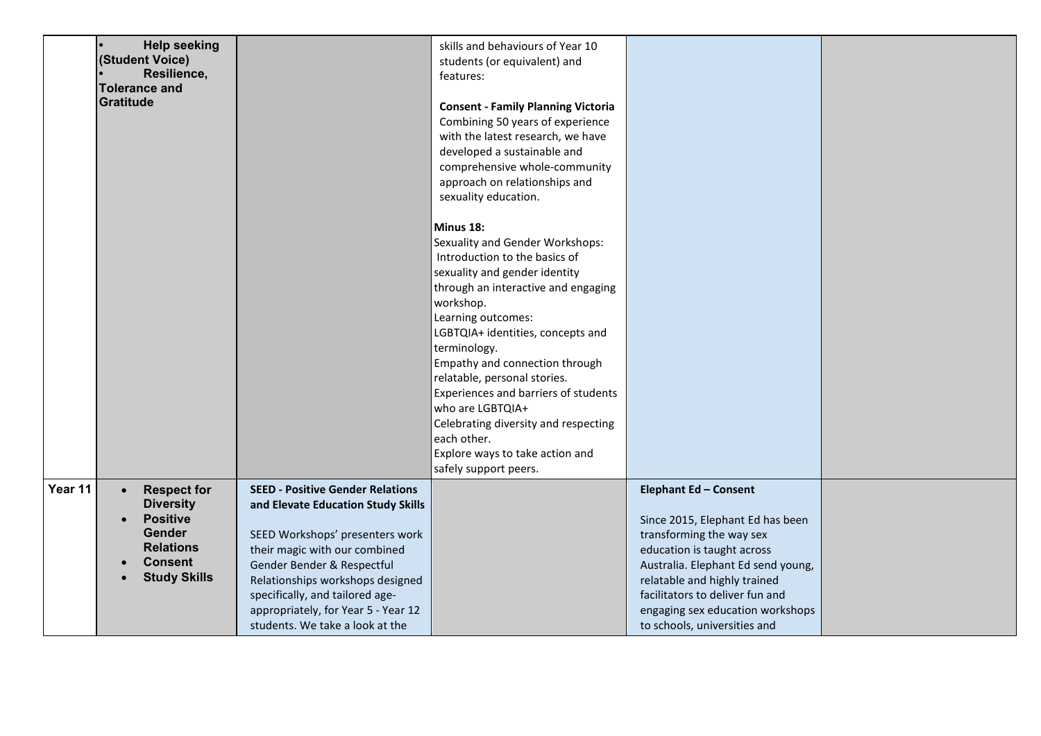| | | | | | |
|---|---|---|---|---|---|
| | • Help seeking (Student Voice)<br>• Resilience, Tolerance and Gratitude | | skills and behaviours of Year 10 students (or equivalent) and features:<br><br>**Consent - Family Planning Victoria**<br>Combining 50 years of experience with the latest research, we have developed a sustainable and comprehensive whole-community approach on relationships and sexuality education.<br><br>**Minus 18:**<br>Sexuality and Gender Workshops:<br>Introduction to the basics of sexuality and gender identity through an interactive and engaging workshop.<br>Learning outcomes:<br>LGBTQIA+ identities, concepts and terminology.<br>Empathy and connection through relatable, personal stories.<br>Experiences and barriers of students who are LGBTQIA+<br>Celebrating diversity and respecting each other.<br>Explore ways to take action and safely support peers. | | |
| **Year 11** | • **Respect for Diversity**<br>• **Positive Gender Relations**<br>• **Consent**<br>• **Study Skills** | **SEED - Positive Gender Relations and Elevate Education Study Skills**<br><br>SEED Workshops' presenters work their magic with our combined Gender Bender & Respectful Relationships workshops designed specifically, and tailored age-appropriately, for Year 5 - Year 12 students. We take a look at the | | **Elephant Ed – Consent**<br><br>Since 2015, Elephant Ed has been transforming the way sex education is taught across Australia. Elephant Ed send young, relatable and highly trained facilitators to deliver fun and engaging sex education workshops to schools, universities and | |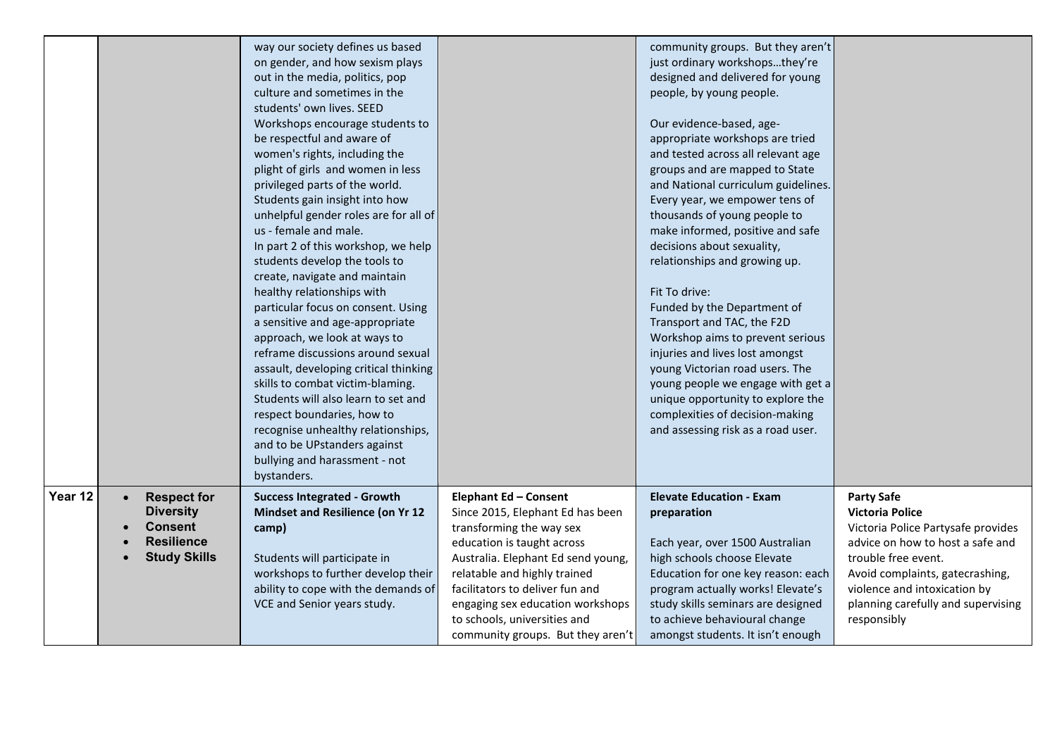| | | | | | |
|---|---|---|---|---|---|
| | | way our society defines us based on gender, and how sexism plays out in the media, politics, pop culture and sometimes in the students' own lives. SEED Workshops encourage students to be respectful and aware of women's rights, including the plight of girls and women in less privileged parts of the world. Students gain insight into how unhelpful gender roles are for all of us - female and male.<br>In part 2 of this workshop, we help students develop the tools to create, navigate and maintain healthy relationships with particular focus on consent. Using a sensitive and age-appropriate approach, we look at ways to reframe discussions around sexual assault, developing critical thinking skills to combat victim-blaming. Students will also learn to set and respect boundaries, how to recognise unhealthy relationships, and to be UPstanders against bullying and harassment - not bystanders. | | community groups. But they aren't just ordinary workshops…they're designed and delivered for young people, by young people.<br><br>Our evidence-based, age-appropriate workshops are tried and tested across all relevant age groups and are mapped to State and National curriculum guidelines. Every year, we empower tens of thousands of young people to make informed, positive and safe decisions about sexuality, relationships and growing up.<br><br>Fit To drive:<br>Funded by the Department of Transport and TAC, the F2D Workshop aims to prevent serious injuries and lives lost amongst young Victorian road users. The young people we engage with get a unique opportunity to explore the complexities of decision-making and assessing risk as a road user. | |
| **Year 12** | • **Respect for Diversity**<br>• **Consent**<br>• **Resilience**<br>• **Study Skills** | **Success Integrated - Growth Mindset and Resilience (on Yr 12 camp)**<br><br>Students will participate in workshops to further develop their ability to cope with the demands of VCE and Senior years study. | **Elephant Ed – Consent**<br>Since 2015, Elephant Ed has been transforming the way sex education is taught across Australia. Elephant Ed send young, relatable and highly trained facilitators to deliver fun and engaging sex education workshops to schools, universities and community groups. But they aren't | **Elevate Education - Exam preparation**<br><br>Each year, over 1500 Australian high schools choose Elevate Education for one key reason: each program actually works! Elevate's study skills seminars are designed to achieve behavioural change amongst students. It isn't enough | **Party Safe**<br>**Victoria Police**<br>Victoria Police Partysafe provides advice on how to host a safe and trouble free event.<br>Avoid complaints, gatecrashing, violence and intoxication by planning carefully and supervising responsibly |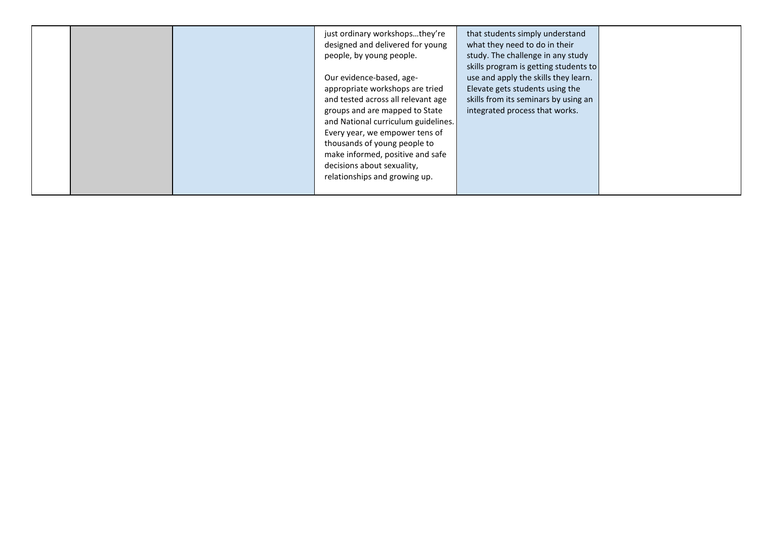| | | | | | |
|---|---|---|---|---|---|
| | | | just ordinary workshops…they're designed and delivered for young people, by young people.<br><br>Our evidence-based, age-appropriate workshops are tried and tested across all relevant age groups and are mapped to State and National curriculum guidelines. Every year, we empower tens of thousands of young people to make informed, positive and safe decisions about sexuality, relationships and growing up. | that students simply understand what they need to do in their study. The challenge in any study skills program is getting students to use and apply the skills they learn. Elevate gets students using the skills from its seminars by using an integrated process that works. | |